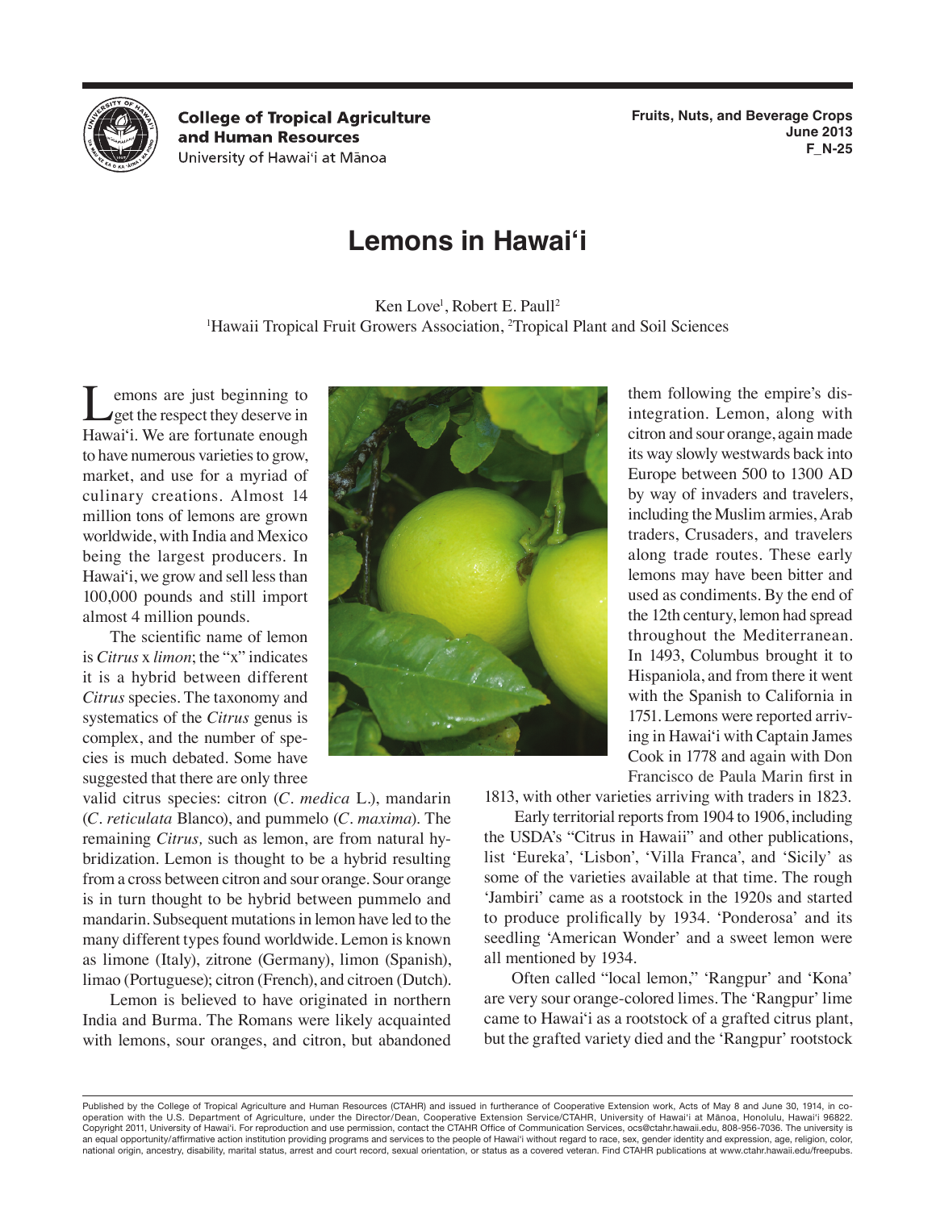College of Tropical Agriculture and Human Resources
University of Hawaiʻi at Mānoa

Fruits, Nuts, and Beverage Crops
June 2013
F_N-25

# Lemons in Hawaiʻi

Ken Love[1], Robert E. Paull[2]
[1]Hawaii Tropical Fruit Growers Association, [2]Tropical Plant and Soil Sciences

Lemons are just beginning to get the respect they deserve in Hawaiʻi. We are fortunate enough to have numerous varieties to grow, market, and use for a myriad of culinary creations. Almost 14 million tons of lemons are grown worldwide, with India and Mexico being the largest producers. In Hawaiʻi, we grow and sell less than 100,000 pounds and still import almost 4 million pounds.

The scientific name of lemon is *Citrus* x *limon*; the "x" indicates it is a hybrid between different *Citrus* species. The taxonomy and systematics of the *Citrus* genus is complex, and the number of species is much debated. Some have suggested that there are only three valid citrus species: citron (*C. medica* L.), mandarin (*C. reticulata* Blanco), and pummelo (*C. maxima*). The remaining *Citrus,* such as lemon, are from natural hybridization. Lemon is thought to be a hybrid resulting from a cross between citron and sour orange. Sour orange is in turn thought to be hybrid between pummelo and mandarin. Subsequent mutations in lemon have led to the many different types found worldwide. Lemon is known as limone (Italy), zitrone (Germany), limon (Spanish), limao (Portuguese); citron (French), and citroen (Dutch).

Lemon is believed to have originated in northern India and Burma. The Romans were likely acquainted with lemons, sour oranges, and citron, but abandoned them following the empire's disintegration. Lemon, along with citron and sour orange, again made its way slowly westwards back into Europe between 500 to 1300 AD by way of invaders and travelers, including the Muslim armies, Arab traders, Crusaders, and travelers along trade routes. These early lemons may have been bitter and used as condiments. By the end of the 12th century, lemon had spread throughout the Mediterranean. In 1493, Columbus brought it to Hispaniola, and from there it went with the Spanish to California in 1751. Lemons were reported arriving in Hawaiʻi with Captain James Cook in 1778 and again with Don Francisco de Paula Marin first in 1813, with other varieties arriving with traders in 1823.

Early territorial reports from 1904 to 1906, including the USDA's "Citrus in Hawaii" and other publications, list 'Eureka', 'Lisbon', 'Villa Franca', and 'Sicily' as some of the varieties available at that time. The rough 'Jambiri' came as a rootstock in the 1920s and started to produce prolifically by 1934. 'Ponderosa' and its seedling 'American Wonder' and a sweet lemon were all mentioned by 1934.

Often called "local lemon," 'Rangpur' and 'Kona' are very sour orange-colored limes. The 'Rangpur' lime came to Hawaiʻi as a rootstock of a grafted citrus plant, but the grafted variety died and the 'Rangpur' rootstock

Published by the College of Tropical Agriculture and Human Resources (CTAHR) and issued in furtherance of Cooperative Extension work, Acts of May 8 and June 30, 1914, in cooperation with the U.S. Department of Agriculture, under the Director/Dean, Cooperative Extension Service/CTAHR, University of Hawaiʻi at Mānoa, Honolulu, Hawaiʻi 96822. Copyright 2011, University of Hawaiʻi. For reproduction and use permission, contact the CTAHR Office of Communication Services, ocs@ctahr.hawaii.edu, 808-956-7036. The university is an equal opportunity/affirmative action institution providing programs and services to the people of Hawaiʻi without regard to race, sex, gender identity and expression, age, religion, color, national origin, ancestry, disability, marital status, arrest and court record, sexual orientation, or status as a covered veteran. Find CTAHR publications at www.ctahr.hawaii.edu/freepubs.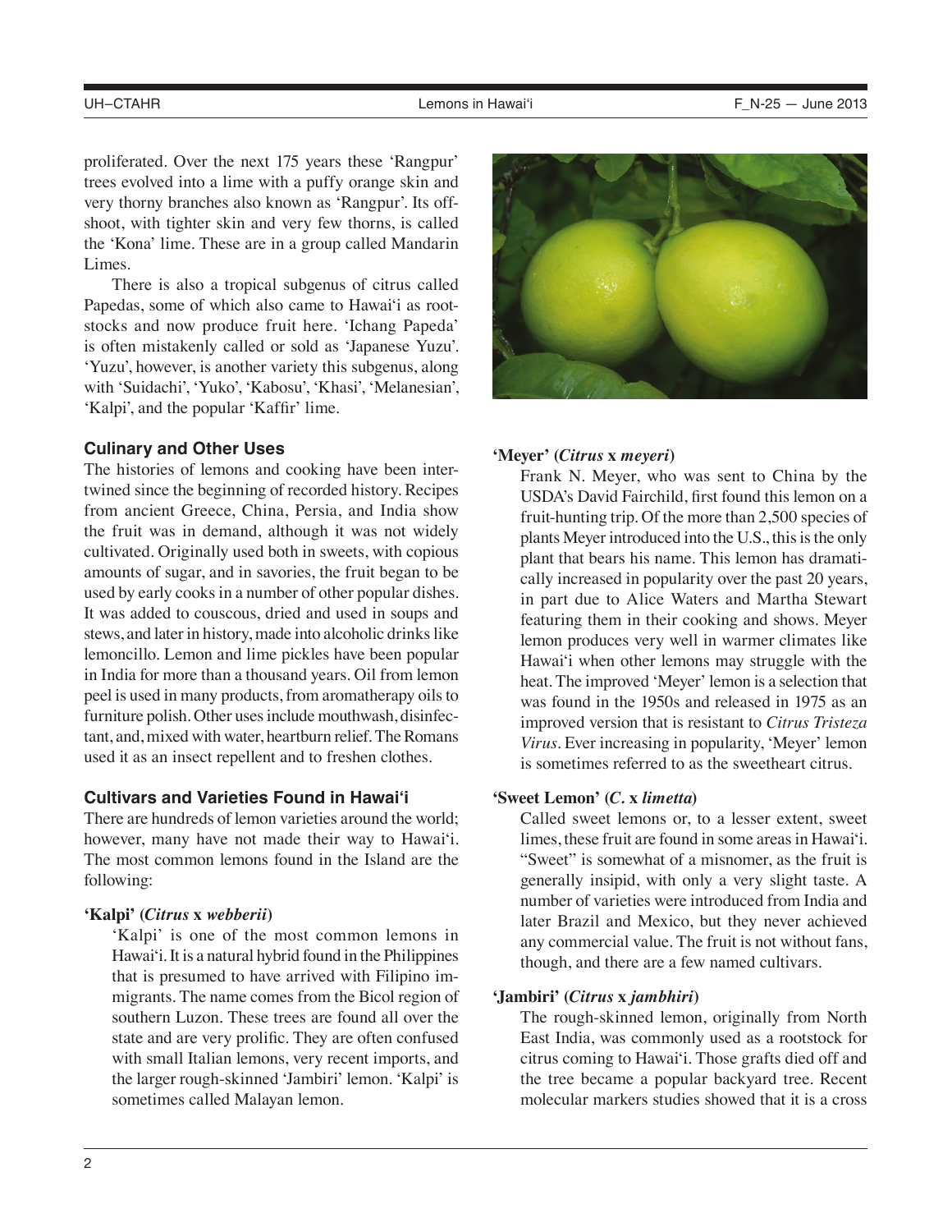proliferated. Over the next 175 years these 'Rangpur' trees evolved into a lime with a puffy orange skin and very thorny branches also known as 'Rangpur'. Its offshoot, with tighter skin and very few thorns, is called the 'Kona' lime. These are in a group called Mandarin Limes.

There is also a tropical subgenus of citrus called Papedas, some of which also came to Hawai'i as rootstocks and now produce fruit here. 'Ichang Papeda' is often mistakenly called or sold as 'Japanese Yuzu'. 'Yuzu', however, is another variety this subgenus, along with 'Suidachi', 'Yuko', 'Kabosu', 'Khasi', 'Melanesian', 'Kalpi', and the popular 'Kaffir' lime.

## Culinary and Other Uses

The histories of lemons and cooking have been intertwined since the beginning of recorded history. Recipes from ancient Greece, China, Persia, and India show the fruit was in demand, although it was not widely cultivated. Originally used both in sweets, with copious amounts of sugar, and in savories, the fruit began to be used by early cooks in a number of other popular dishes. It was added to couscous, dried and used in soups and stews, and later in history, made into alcoholic drinks like lemoncillo. Lemon and lime pickles have been popular in India for more than a thousand years. Oil from lemon peel is used in many products, from aromatherapy oils to furniture polish. Other uses include mouthwash, disinfectant, and, mixed with water, heartburn relief. The Romans used it as an insect repellent and to freshen clothes.

## Cultivars and Varieties Found in Hawai'i

There are hundreds of lemon varieties around the world; however, many have not made their way to Hawai'i. The most common lemons found in the Island are the following:

**'Kalpi' (*Citrus* x *webberii*)**

'Kalpi' is one of the most common lemons in Hawai'i. It is a natural hybrid found in the Philippines that is presumed to have arrived with Filipino immigrants. The name comes from the Bicol region of southern Luzon. These trees are found all over the state and are very prolific. They are often confused with small Italian lemons, very recent imports, and the larger rough-skinned 'Jambiri' lemon. 'Kalpi' is sometimes called Malayan lemon.

**'Meyer' (*Citrus* x *meyeri*)**

Frank N. Meyer, who was sent to China by the USDA's David Fairchild, first found this lemon on a fruit-hunting trip. Of the more than 2,500 species of plants Meyer introduced into the U.S., this is the only plant that bears his name. This lemon has dramatically increased in popularity over the past 20 years, in part due to Alice Waters and Martha Stewart featuring them in their cooking and shows. Meyer lemon produces very well in warmer climates like Hawai'i when other lemons may struggle with the heat. The improved 'Meyer' lemon is a selection that was found in the 1950s and released in 1975 as an improved version that is resistant to *Citrus Tristeza Virus*. Ever increasing in popularity, 'Meyer' lemon is sometimes referred to as the sweetheart citrus.

**'Sweet Lemon' (*C.* x *limetta*)**

Called sweet lemons or, to a lesser extent, sweet limes, these fruit are found in some areas in Hawai'i. "Sweet" is somewhat of a misnomer, as the fruit is generally insipid, with only a very slight taste. A number of varieties were introduced from India and later Brazil and Mexico, but they never achieved any commercial value. The fruit is not without fans, though, and there are a few named cultivars.

**'Jambiri' (*Citrus* x *jambhiri*)**

The rough-skinned lemon, originally from North East India, was commonly used as a rootstock for citrus coming to Hawai'i. Those grafts died off and the tree became a popular backyard tree. Recent molecular markers studies showed that it is a cross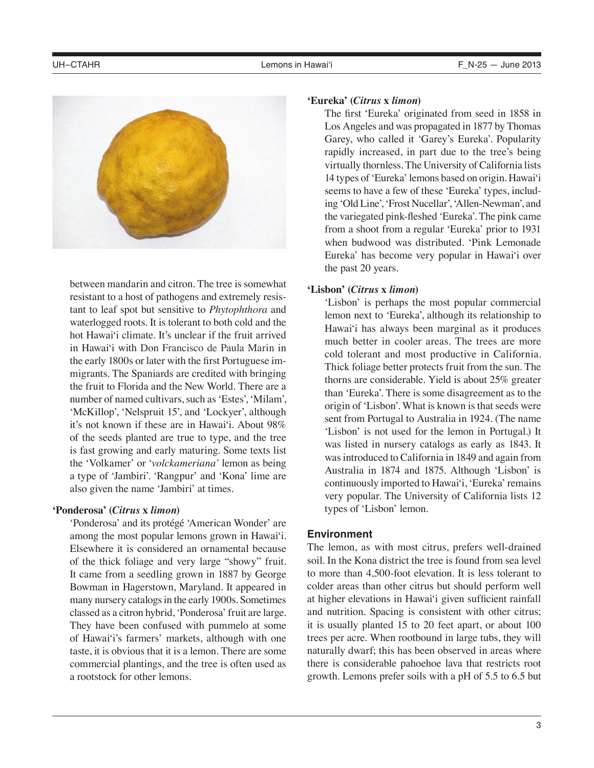between mandarin and citron. The tree is somewhat resistant to a host of pathogens and extremely resistant to leaf spot but sensitive to *Phytophthora* and waterlogged roots. It is tolerant to both cold and the hot Hawai'i climate. It's unclear if the fruit arrived in Hawai'i with Don Francisco de Paula Marin in the early 1800s or later with the first Portuguese immigrants. The Spaniards are credited with bringing the fruit to Florida and the New World. There are a number of named cultivars, such as 'Estes', 'Milam', 'McKillop', 'Nelspruit 15', and 'Lockyer', although it's not known if these are in Hawai'i. About 98% of the seeds planted are true to type, and the tree is fast growing and early maturing. Some texts list the 'Volkamer' or '*volckameriana*' lemon as being a type of 'Jambiri'. 'Rangpur' and 'Kona' lime are also given the name 'Jambiri' at times.

**'Ponderosa' (*Citrus* x *limon*)**

'Ponderosa' and its protégé 'American Wonder' are among the most popular lemons grown in Hawai'i. Elsewhere it is considered an ornamental because of the thick foliage and very large "showy" fruit. It came from a seedling grown in 1887 by George Bowman in Hagerstown, Maryland. It appeared in many nursery catalogs in the early 1900s. Sometimes classed as a citron hybrid, 'Ponderosa' fruit are large. They have been confused with pummelo at some of Hawai'i's farmers' markets, although with one taste, it is obvious that it is a lemon. There are some commercial plantings, and the tree is often used as a rootstock for other lemons.

**'Eureka' (*Citrus* x *limon*)**

The first 'Eureka' originated from seed in 1858 in Los Angeles and was propagated in 1877 by Thomas Garey, who called it 'Garey's Eureka'. Popularity rapidly increased, in part due to the tree's being virtually thornless. The University of California lists 14 types of 'Eureka' lemons based on origin. Hawai'i seems to have a few of these 'Eureka' types, including 'Old Line', 'Frost Nucellar', 'Allen-Newman', and the variegated pink-fleshed 'Eureka'. The pink came from a shoot from a regular 'Eureka' prior to 1931 when budwood was distributed. 'Pink Lemonade Eureka' has become very popular in Hawai'i over the past 20 years.

**'Lisbon' (*Citrus* x *limon*)**

'Lisbon' is perhaps the most popular commercial lemon next to 'Eureka', although its relationship to Hawai'i has always been marginal as it produces much better in cooler areas. The trees are more cold tolerant and most productive in California. Thick foliage better protects fruit from the sun. The thorns are considerable. Yield is about 25% greater than 'Eureka'. There is some disagreement as to the origin of 'Lisbon'. What is known is that seeds were sent from Portugal to Australia in 1924. (The name 'Lisbon' is not used for the lemon in Portugal.) It was listed in nursery catalogs as early as 1843. It was introduced to California in 1849 and again from Australia in 1874 and 1875. Although 'Lisbon' is continuously imported to Hawai'i, 'Eureka' remains very popular. The University of California lists 12 types of 'Lisbon' lemon.

## Environment

The lemon, as with most citrus, prefers well-drained soil. In the Kona district the tree is found from sea level to more than 4,500-foot elevation. It is less tolerant to colder areas than other citrus but should perform well at higher elevations in Hawai'i given sufficient rainfall and nutrition. Spacing is consistent with other citrus; it is usually planted 15 to 20 feet apart, or about 100 trees per acre. When rootbound in large tubs, they will naturally dwarf; this has been observed in areas where there is considerable pahoehoe lava that restricts root growth. Lemons prefer soils with a pH of 5.5 to 6.5 but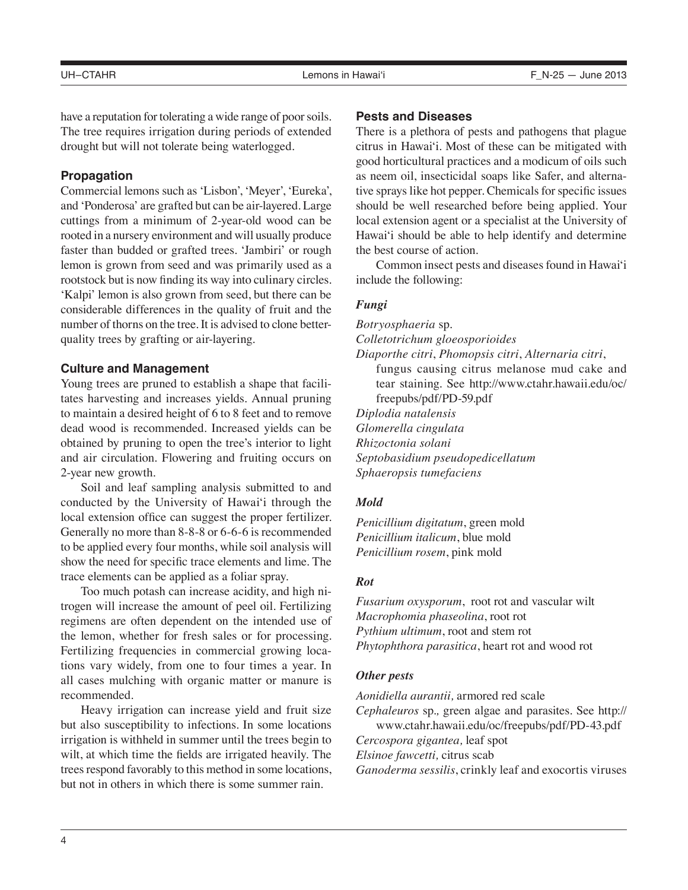have a reputation for tolerating a wide range of poor soils. The tree requires irrigation during periods of extended drought but will not tolerate being waterlogged.

### Propagation

Commercial lemons such as 'Lisbon', 'Meyer', 'Eureka', and 'Ponderosa' are grafted but can be air-layered. Large cuttings from a minimum of 2-year-old wood can be rooted in a nursery environment and will usually produce faster than budded or grafted trees. 'Jambiri' or rough lemon is grown from seed and was primarily used as a rootstock but is now finding its way into culinary circles. 'Kalpi' lemon is also grown from seed, but there can be considerable differences in the quality of fruit and the number of thorns on the tree. It is advised to clone better-quality trees by grafting or air-layering.

### Culture and Management

Young trees are pruned to establish a shape that facilitates harvesting and increases yields. Annual pruning to maintain a desired height of 6 to 8 feet and to remove dead wood is recommended. Increased yields can be obtained by pruning to open the tree's interior to light and air circulation. Flowering and fruiting occurs on 2-year new growth.

Soil and leaf sampling analysis submitted to and conducted by the University of Hawai'i through the local extension office can suggest the proper fertilizer. Generally no more than 8-8-8 or 6-6-6 is recommended to be applied every four months, while soil analysis will show the need for specific trace elements and lime. The trace elements can be applied as a foliar spray.

Too much potash can increase acidity, and high nitrogen will increase the amount of peel oil. Fertilizing regimens are often dependent on the intended use of the lemon, whether for fresh sales or for processing. Fertilizing frequencies in commercial growing locations vary widely, from one to four times a year. In all cases mulching with organic matter or manure is recommended.

Heavy irrigation can increase yield and fruit size but also susceptibility to infections. In some locations irrigation is withheld in summer until the trees begin to wilt, at which time the fields are irrigated heavily. The trees respond favorably to this method in some locations, but not in others in which there is some summer rain.

### Pests and Diseases

There is a plethora of pests and pathogens that plague citrus in Hawai'i. Most of these can be mitigated with good horticultural practices and a modicum of oils such as neem oil, insecticidal soaps like Safer, and alternative sprays like hot pepper. Chemicals for specific issues should be well researched before being applied. Your local extension agent or a specialist at the University of Hawai'i should be able to help identify and determine the best course of action.

Common insect pests and diseases found in Hawai'i include the following:

#### *Fungi*

*Botryosphaeria* sp.
*Colletotrichum gloeosporioides*
*Diaporthe citri*, *Phomopsis citri*, *Alternaria citri*, fungus causing citrus melanose mud cake and tear staining. See http://www.ctahr.hawaii.edu/oc/freepubs/pdf/PD-59.pdf
*Diplodia natalensis*
*Glomerella cingulata*
*Rhizoctonia solani*
*Septobasidium pseudopedicellatum*
*Sphaeropsis tumefaciens*

#### *Mold*

*Penicillium digitatum*, green mold
*Penicillium italicum*, blue mold
*Penicillium rosem*, pink mold

#### *Rot*

*Fusarium oxysporum*, root rot and vascular wilt
*Macrophomia phaseolina*, root rot
*Pythium ultimum*, root and stem rot
*Phytophthora parasitica*, heart rot and wood rot

#### *Other pests*

*Aonidiella aurantii,* armored red scale
*Cephaleuros* sp., green algae and parasites. See http://www.ctahr.hawaii.edu/oc/freepubs/pdf/PD-43.pdf
*Cercospora gigantea,* leaf spot
*Elsinoe fawcetti,* citrus scab
*Ganoderma sessilis*, crinkly leaf and exocortis viruses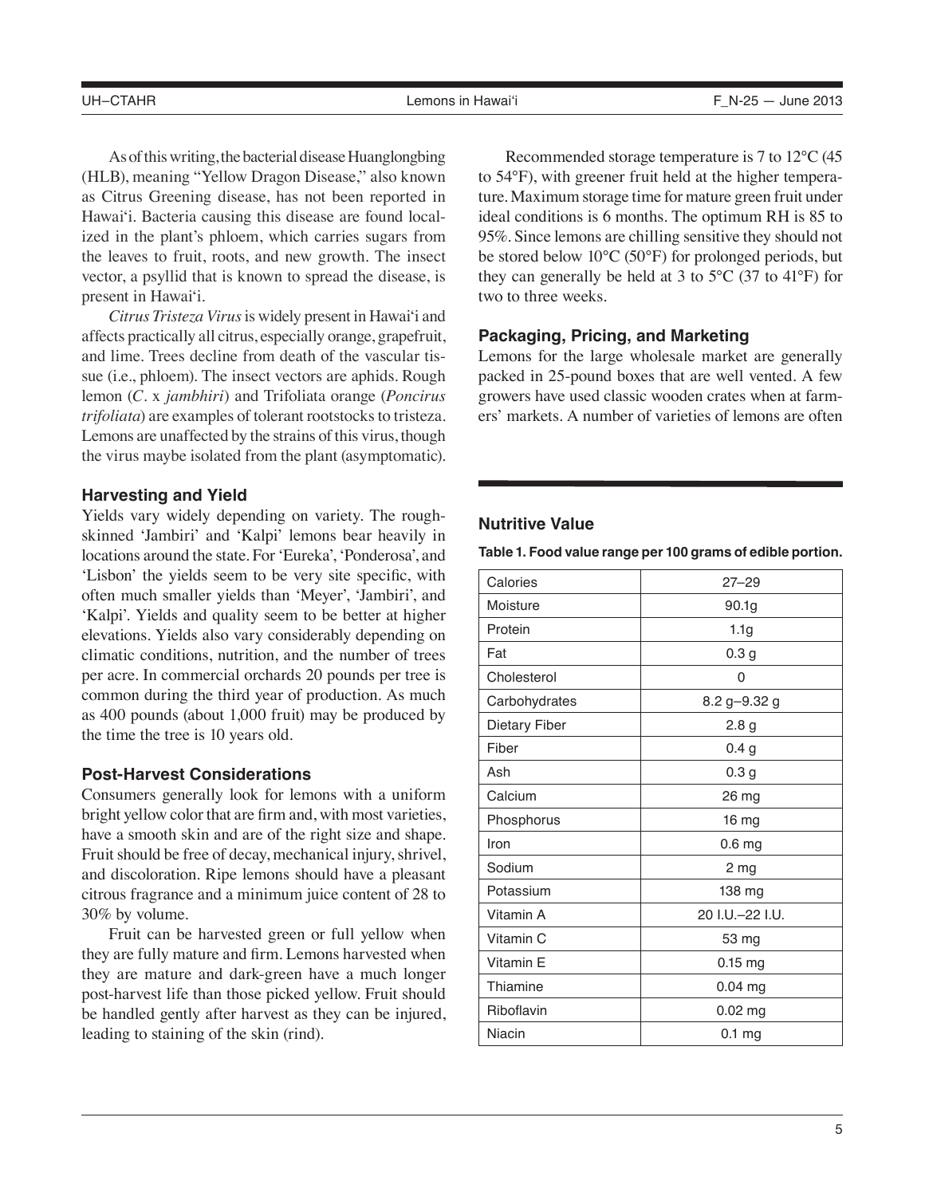As of this writing, the bacterial disease Huanglongbing (HLB), meaning "Yellow Dragon Disease," also known as Citrus Greening disease, has not been reported in Hawai'i. Bacteria causing this disease are found localized in the plant's phloem, which carries sugars from the leaves to fruit, roots, and new growth. The insect vector, a psyllid that is known to spread the disease, is present in Hawai'i.

*Citrus Tristeza Virus* is widely present in Hawai'i and affects practically all citrus, especially orange, grapefruit, and lime. Trees decline from death of the vascular tissue (i.e., phloem). The insect vectors are aphids. Rough lemon (*C.* x *jambhiri*) and Trifoliata orange (*Poncirus trifoliata*) are examples of tolerant rootstocks to tristeza. Lemons are unaffected by the strains of this virus, though the virus maybe isolated from the plant (asymptomatic).

### Harvesting and Yield

Yields vary widely depending on variety. The rough-skinned 'Jambiri' and 'Kalpi' lemons bear heavily in locations around the state. For 'Eureka', 'Ponderosa', and 'Lisbon' the yields seem to be very site specific, with often much smaller yields than 'Meyer', 'Jambiri', and 'Kalpi'. Yields and quality seem to be better at higher elevations. Yields also vary considerably depending on climatic conditions, nutrition, and the number of trees per acre. In commercial orchards 20 pounds per tree is common during the third year of production. As much as 400 pounds (about 1,000 fruit) may be produced by the time the tree is 10 years old.

### Post-Harvest Considerations

Consumers generally look for lemons with a uniform bright yellow color that are firm and, with most varieties, have a smooth skin and are of the right size and shape. Fruit should be free of decay, mechanical injury, shrivel, and discoloration. Ripe lemons should have a pleasant citrous fragrance and a minimum juice content of 28 to 30% by volume.

Fruit can be harvested green or full yellow when they are fully mature and firm. Lemons harvested when they are mature and dark-green have a much longer post-harvest life than those picked yellow. Fruit should be handled gently after harvest as they can be injured, leading to staining of the skin (rind).

Recommended storage temperature is 7 to 12°C (45 to 54°F), with greener fruit held at the higher temperature. Maximum storage time for mature green fruit under ideal conditions is 6 months. The optimum RH is 85 to 95%. Since lemons are chilling sensitive they should not be stored below 10°C (50°F) for prolonged periods, but they can generally be held at 3 to 5°C (37 to 41°F) for two to three weeks.

### Packaging, Pricing, and Marketing

Lemons for the large wholesale market are generally packed in 25-pound boxes that are well vented. A few growers have used classic wooden crates when at farmers' markets. A number of varieties of lemons are often

### Nutritive Value

**Table 1. Food value range per 100 grams of edible portion.**

| | |
|---|---|
| Calories | 27–29 |
| Moisture | 90.1g |
| Protein | 1.1g |
| Fat | 0.3 g |
| Cholesterol | 0 |
| Carbohydrates | 8.2 g–9.32 g |
| Dietary Fiber | 2.8 g |
| Fiber | 0.4 g |
| Ash | 0.3 g |
| Calcium | 26 mg |
| Phosphorus | 16 mg |
| Iron | 0.6 mg |
| Sodium | 2 mg |
| Potassium | 138 mg |
| Vitamin A | 20 I.U.–22 I.U. |
| Vitamin C | 53 mg |
| Vitamin E | 0.15 mg |
| Thiamine | 0.04 mg |
| Riboflavin | 0.02 mg |
| Niacin | 0.1 mg |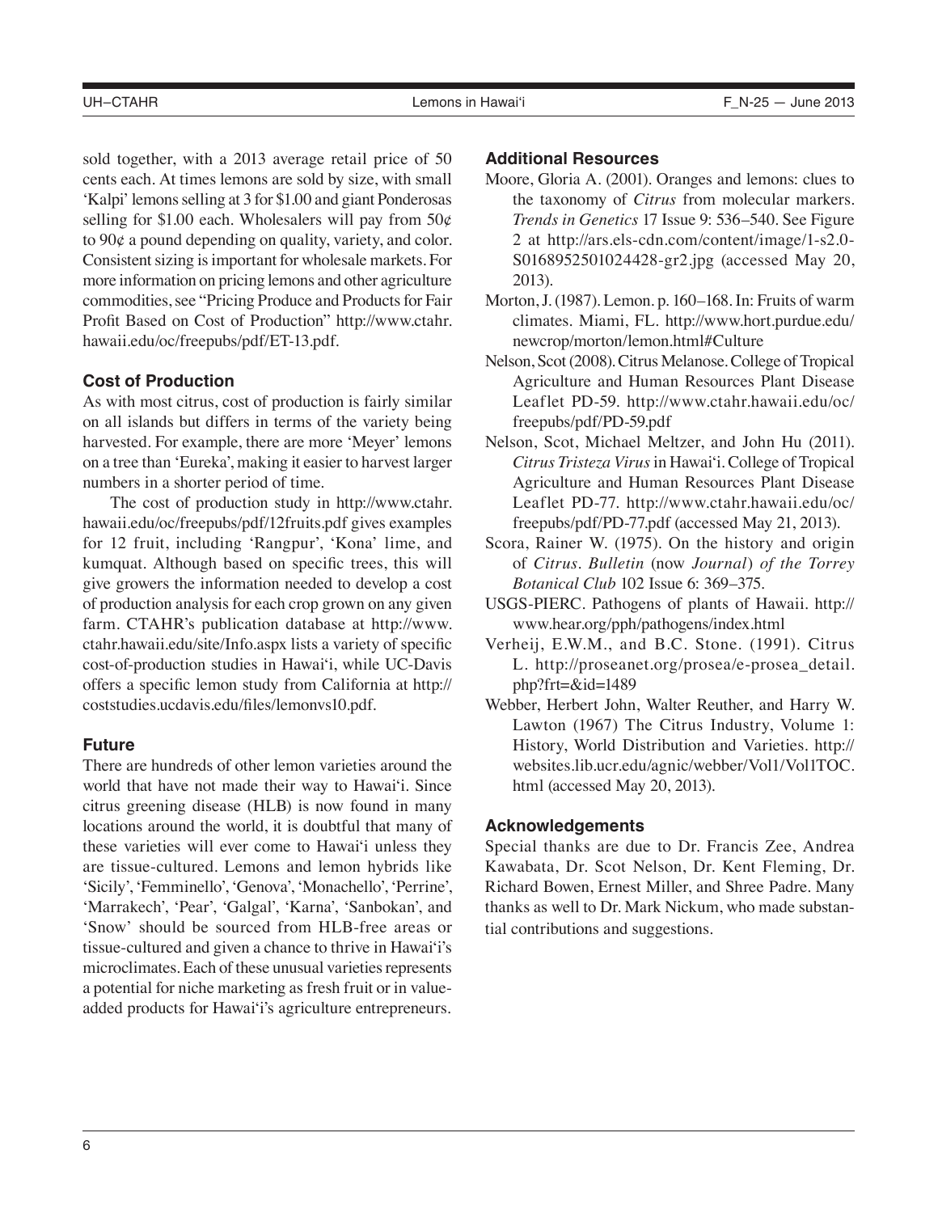sold together, with a 2013 average retail price of 50 cents each. At times lemons are sold by size, with small 'Kalpi' lemons selling at 3 for $1.00 and giant Ponderosas selling for $1.00 each. Wholesalers will pay from 50¢ to 90¢ a pound depending on quality, variety, and color. Consistent sizing is important for wholesale markets. For more information on pricing lemons and other agriculture commodities, see "Pricing Produce and Products for Fair Profit Based on Cost of Production" http://www.ctahr.hawaii.edu/oc/freepubs/pdf/ET-13.pdf.

### Cost of Production

As with most citrus, cost of production is fairly similar on all islands but differs in terms of the variety being harvested. For example, there are more 'Meyer' lemons on a tree than 'Eureka', making it easier to harvest larger numbers in a shorter period of time.

The cost of production study in http://www.ctahr.hawaii.edu/oc/freepubs/pdf/12fruits.pdf gives examples for 12 fruit, including 'Rangpur', 'Kona' lime, and kumquat. Although based on specific trees, this will give growers the information needed to develop a cost of production analysis for each crop grown on any given farm. CTAHR's publication database at http://www.ctahr.hawaii.edu/site/Info.aspx lists a variety of specific cost-of-production studies in Hawai'i, while UC-Davis offers a specific lemon study from California at http://coststudies.ucdavis.edu/files/lemonvs10.pdf.

### Future

There are hundreds of other lemon varieties around the world that have not made their way to Hawai'i. Since citrus greening disease (HLB) is now found in many locations around the world, it is doubtful that many of these varieties will ever come to Hawai'i unless they are tissue-cultured. Lemons and lemon hybrids like 'Sicily', 'Femminello', 'Genova', 'Monachello', 'Perrine', 'Marrakech', 'Pear', 'Galgal', 'Karna', 'Sanbokan', and 'Snow' should be sourced from HLB-free areas or tissue-cultured and given a chance to thrive in Hawai'i's microclimates. Each of these unusual varieties represents a potential for niche marketing as fresh fruit or in value-added products for Hawai'i's agriculture entrepreneurs.

### Additional Resources

Moore, Gloria A. (2001). Oranges and lemons: clues to the taxonomy of *Citrus* from molecular markers. *Trends in Genetics* 17 Issue 9: 536–540. See Figure 2 at http://ars.els-cdn.com/content/image/1-s2.0-S0168952501024428-gr2.jpg (accessed May 20, 2013).

Morton, J. (1987). Lemon. p. 160–168. In: Fruits of warm climates. Miami, FL. http://www.hort.purdue.edu/newcrop/morton/lemon.html#Culture

Nelson, Scot (2008). Citrus Melanose. College of Tropical Agriculture and Human Resources Plant Disease Leaflet PD-59. http://www.ctahr.hawaii.edu/oc/freepubs/pdf/PD-59.pdf

Nelson, Scot, Michael Meltzer, and John Hu (2011). *Citrus Tristeza Virus* in Hawai'i. College of Tropical Agriculture and Human Resources Plant Disease Leaflet PD-77. http://www.ctahr.hawaii.edu/oc/freepubs/pdf/PD-77.pdf (accessed May 21, 2013).

Scora, Rainer W. (1975). On the history and origin of *Citrus*. *Bulletin* (now *Journal*) *of the Torrey Botanical Club* 102 Issue 6: 369–375.

USGS-PIERC. Pathogens of plants of Hawaii. http://www.hear.org/pph/pathogens/index.html

Verheij, E.W.M., and B.C. Stone. (1991). Citrus L. http://proseanet.org/prosea/e-prosea_detail.php?frt=&id=1489

Webber, Herbert John, Walter Reuther, and Harry W. Lawton (1967) The Citrus Industry, Volume 1: History, World Distribution and Varieties. http://websites.lib.ucr.edu/agnic/webber/Vol1/Vol1TOC.html (accessed May 20, 2013).

### Acknowledgements

Special thanks are due to Dr. Francis Zee, Andrea Kawabata, Dr. Scot Nelson, Dr. Kent Fleming, Dr. Richard Bowen, Ernest Miller, and Shree Padre. Many thanks as well to Dr. Mark Nickum, who made substantial contributions and suggestions.